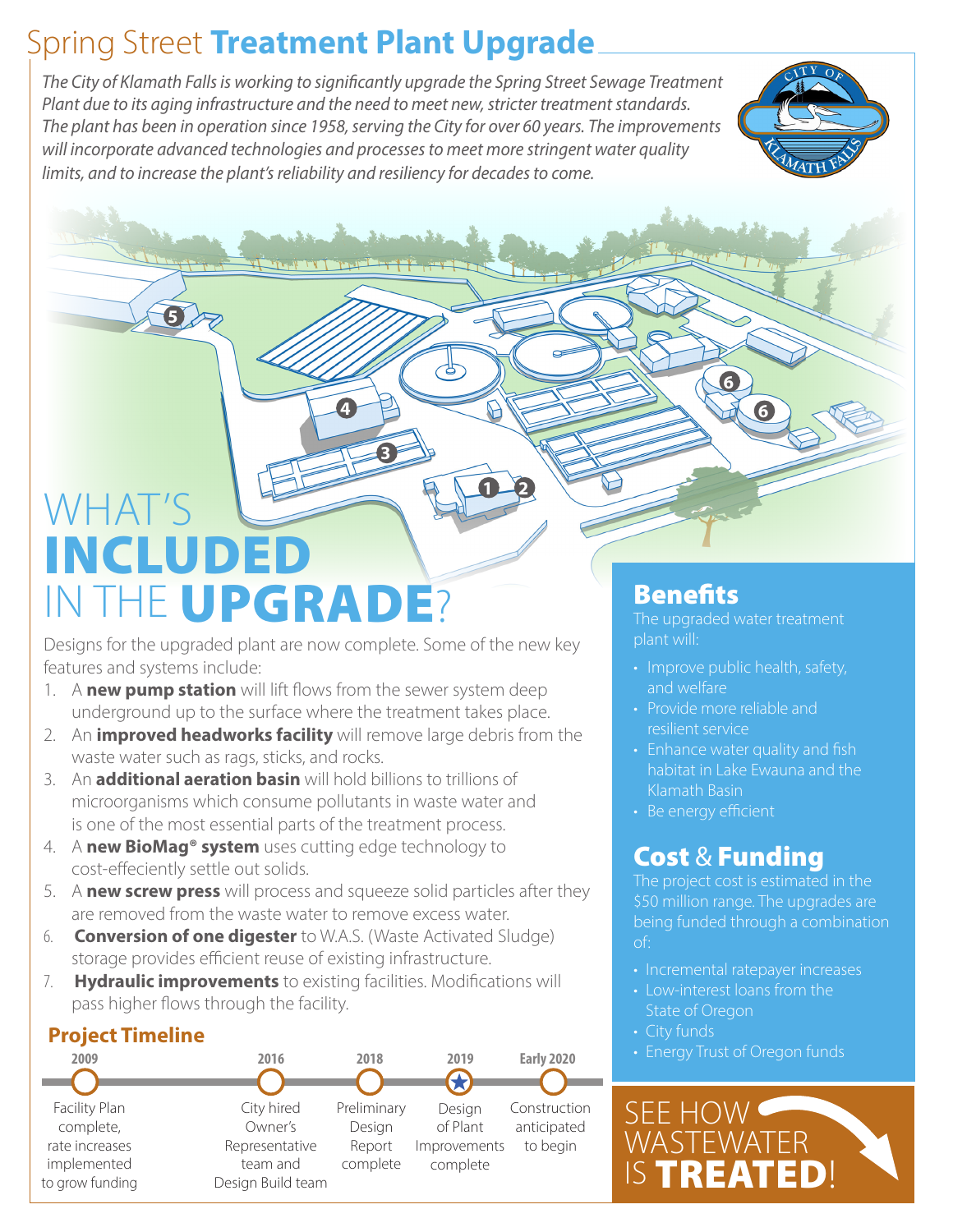# Spring Street **Treatment Plant Upgrade**

*The City of Klamath Falls is working to significantly upgrade the Spring Street Sewage Treatment Plant due to its aging infrastructure and the need to meet new, stricter treatment standards. The plant has been in operation since 1958, serving the City for over 60 years. The improvements will incorporate advanced technologies and processes to meet more stringent water quality limits, and to increase the plant's reliability and resiliency for decades to come.*

## WHAT'S **INCLUDED** IN THE **UPGRADE**?

Designs for the upgraded plant are now complete. Some of the new key features and systems include:

1. A **new pump station** will lift flows from the sewer system deep underground up to the surface where the treatment takes place.
2. An **improved headworks facility** will remove large debris from the waste water such as rags, sticks, and rocks.
3. An **additional aeration basin** will hold billions to trillions of microorganisms which consume pollutants in waste water and is one of the most essential parts of the treatment process.
4. A **new BioMag® system** uses cutting edge technology to cost-effeciently settle out solids.
5. A **new screw press** will process and squeeze solid particles after they are removed from the waste water to remove excess water.
6. **Conversion of one digester** to W.A.S. (Waste Activated Sludge) storage provides efficient reuse of existing infrastructure.
7. **Hydraulic improvements** to existing facilities. Modifications will pass higher flows through the facility.

### Project Timeline

| 2009 | 2016 | 2018 | 2019 | Early 2020 |
|---|---|---|---|---|
| Facility Plan complete, rate increases implemented to grow funding | City hired Owner's Representative team and Design Build team | Preliminary Design Report complete | Design of Plant Improvements complete | Construction anticipated to begin |

## Benefits

The upgraded water treatment plant will:

- Improve public health, safety, and welfare
- Provide more reliable and resilient service
- Enhance water quality and fish habitat in Lake Ewauna and the Klamath Basin
- Be energy efficient

## Cost & Funding

The project cost is estimated in the $50 million range. The upgrades are being funded through a combination of:

- Incremental ratepayer increases
- Low-interest loans from the State of Oregon
- City funds
- Energy Trust of Oregon funds

SEE HOW WASTEWATER IS **TREATED**!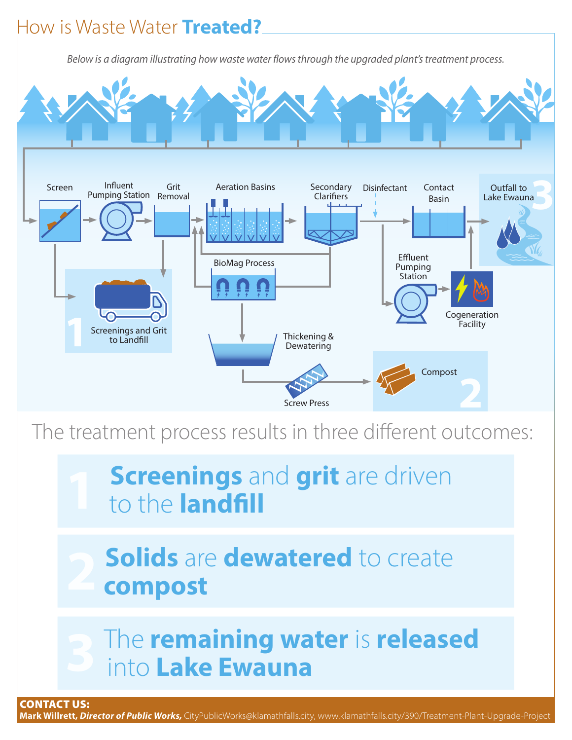# How is Waste Water **Treated?**

*Below is a diagram illustrating how waste water flows through the upgraded plant's treatment process.*

Screen

Influent Pumping Station

Grit Removal

Aeration Basins

Secondary Clarifiers

Disinfectant

Contact Basin

Outfall to Lake Ewauna

3

BioMag Process

Effluent Pumping Station

Cogeneration Facility

1

Screenings and Grit to Landfill

Thickening & Dewatering

Screw Press

Compost

2

## The treatment process results in three different outcomes:

1 **Screenings** and **grit** are driven to the **landfill**

2 **Solids** are **dewatered** to create **compost**

3 The **remaining water** is **released** into **Lake Ewauna**

**CONTACT US:**

**Mark Willrett, *Director of Public Works,*** CityPublicWorks@klamathfalls.city, www.klamathfalls.city/390/Treatment-Plant-Upgrade-Project